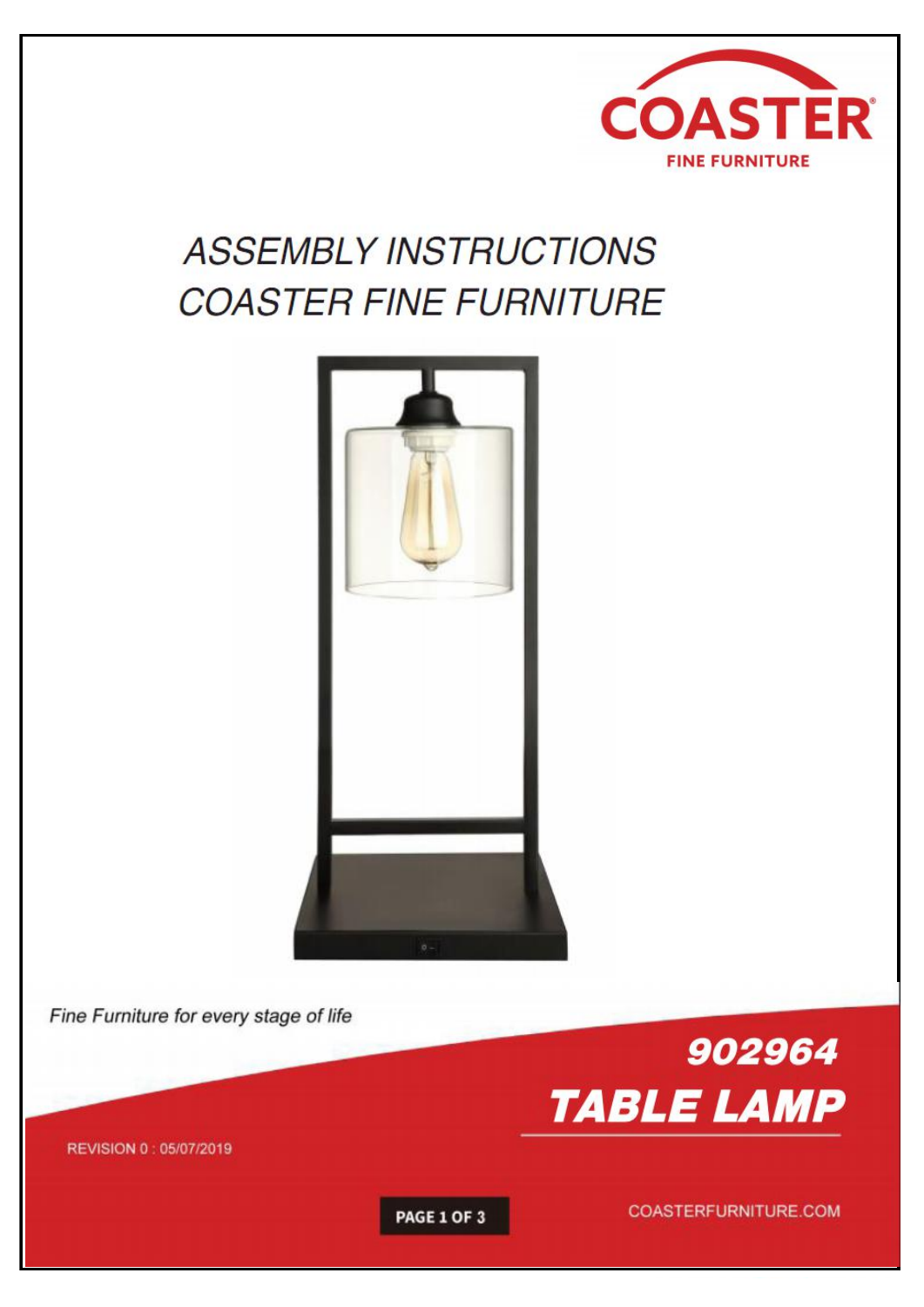COASTER

FINE FURNITURE

# ASSEMBLY INSTRUCTIONS
# COASTER FINE FURNITURE

*Fine Furniture for every stage of life*

## 902964
## TABLE LAMP

REVISION 0 : 05/07/2019

COASTERFURNITURE.COM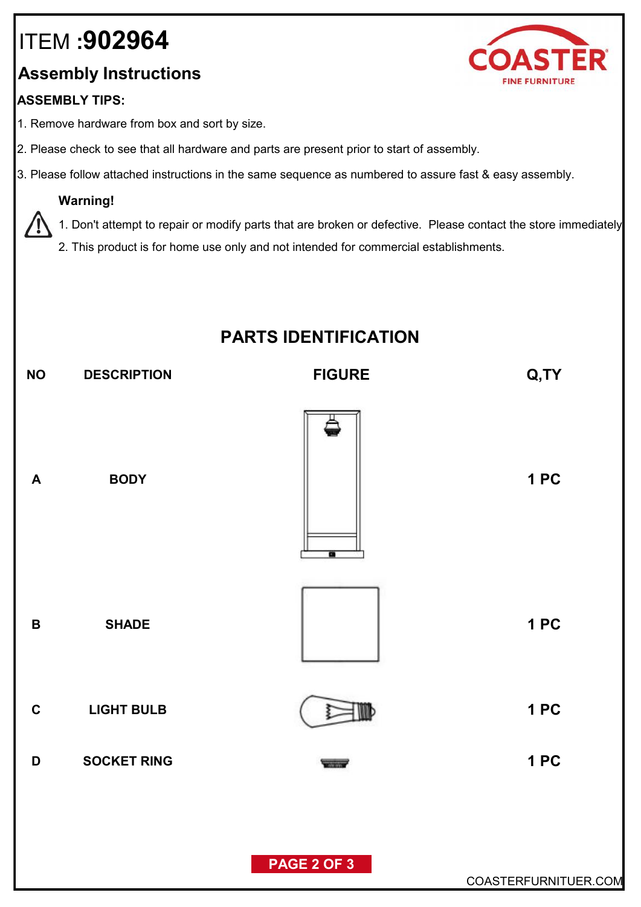# ITEM :**902964**

COASTER
FINE FURNITURE

## Assembly Instructions

**ASSEMBLY TIPS:**

1. Remove hardware from box and sort by size.
2. Please check to see that all hardware and parts are present prior to start of assembly.
3. Please follow attached instructions in the same sequence as numbered to assure fast & easy assembly.

**Warning!**

1. Don't attempt to repair or modify parts that are broken or defective.  Please contact the store immediately
2. This product is for home use only and not intended for commercial establishments.

## PARTS IDENTIFICATION

| NO | DESCRIPTION | FIGURE | Q,TY |
|---|---|---|---|
| A | BODY | | 1 PC |
| B | SHADE | | 1 PC |
| C | LIGHT BULB | | 1 PC |
| D | SOCKET RING | | 1 PC |

COASTERFURNITUER.COM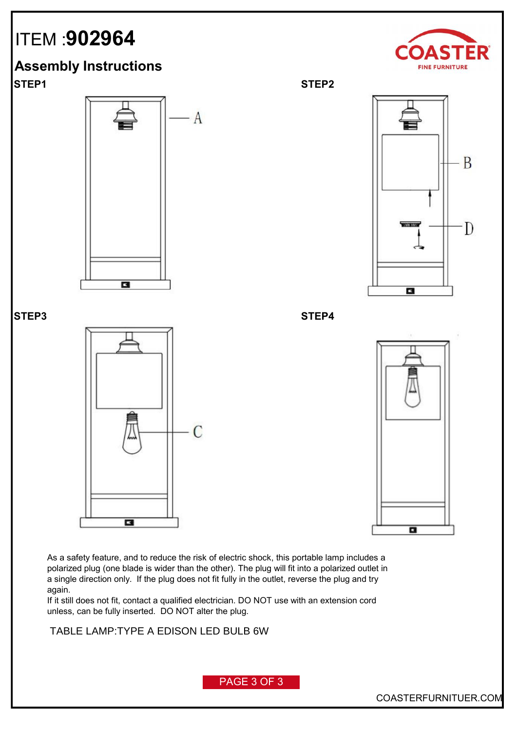# ITEM :**902964**

COASTER FINE FURNITURE

## Assembly Instructions

**STEP1**

A

**STEP2**

B

D

**STEP3**

C

**STEP4**

As a safety feature, and to reduce the risk of electric shock, this portable lamp includes a polarized plug (one blade is wider than the other). The plug will fit into a polarized outlet in a single direction only. If the plug does not fit fully in the outlet, reverse the plug and try again.
If it still does not fit, contact a qualified electrician. DO NOT use with an extension cord unless, can be fully inserted. DO NOT alter the plug.

TABLE LAMP:TYPE A EDISON LED BULB 6W

COASTERFURNITUER.COM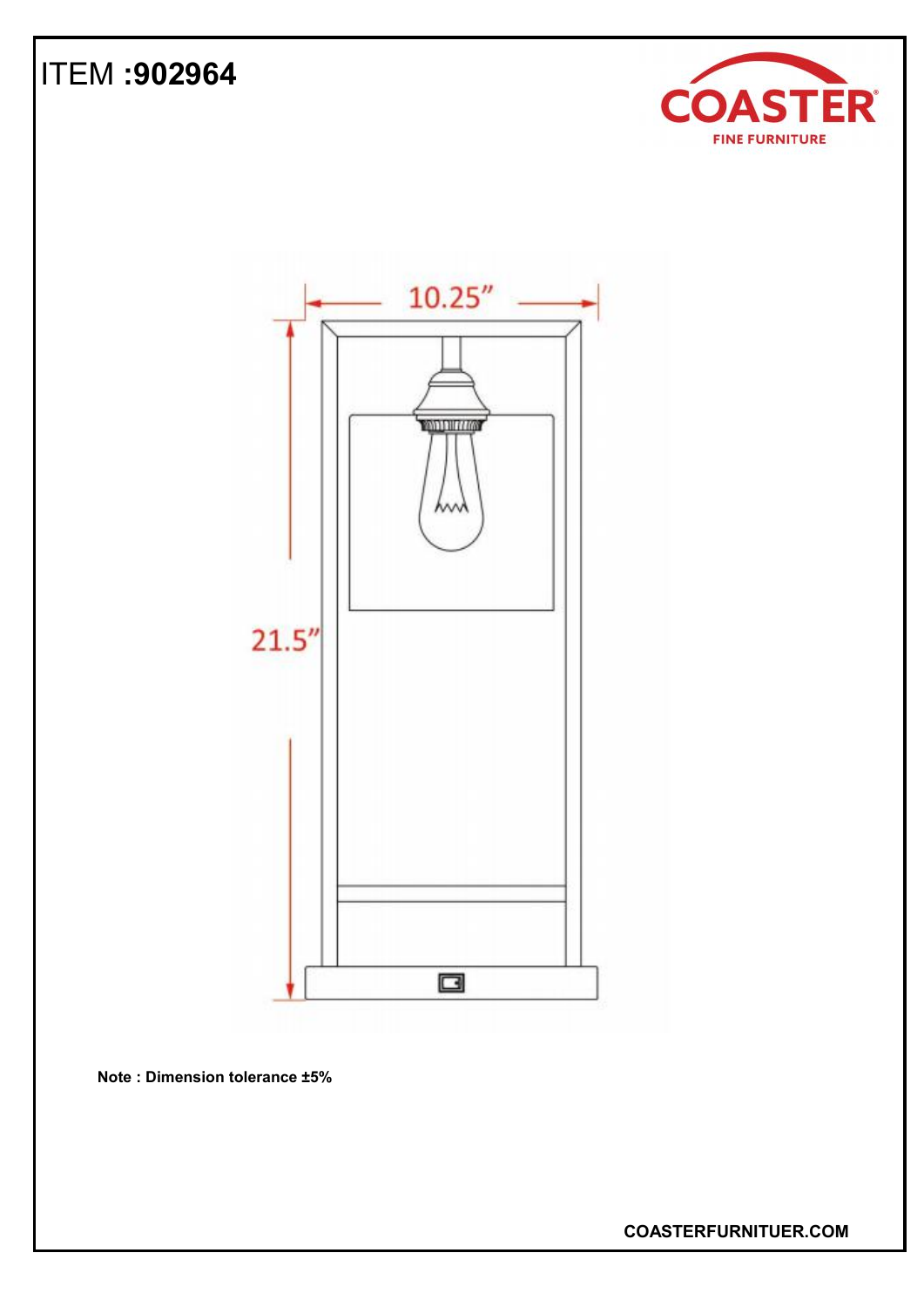ITEM :**902964**

COASTER
FINE FURNITURE

10.25"

21.5"

**Note : Dimension tolerance ±5%**

**COASTERFURNITUER.COM**